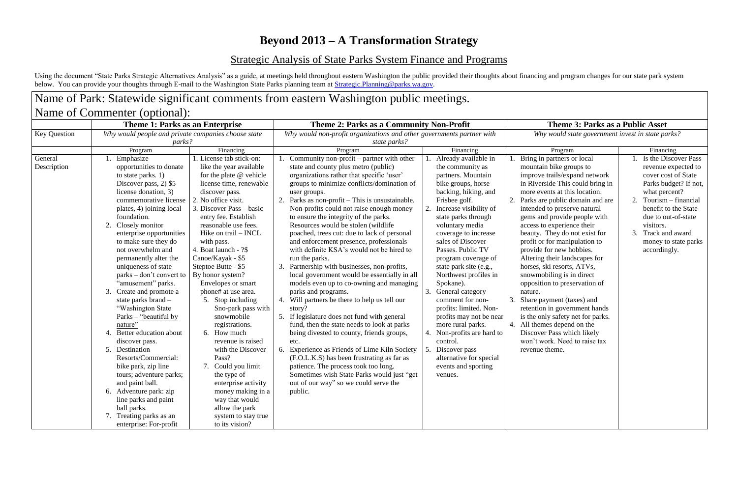# Beyond 2013 – A Transformation Strategy

## Strategic Analysis of State Parks System Finance and Programs

Using the document "State Parks Strategic Alternatives Analysis" as a guide, at meetings held throughout eastern Washington the public provided their thoughts about financing and program changes for our state park system below. You can provide your thoughts through E-mail to the Washington State Parks planning team at Strategic.Planning@parks.wa.gov.

Name of Park: Statewide significant comments from eastern Washington public meetings.

Name of Commenter (optional):

| | **Theme 1: Parks as an Enterprise** | | **Theme 2: Parks as a Community Non-Profit** | | **Theme 3: Parks as a Public Asset** | |
|---|---|---|---|---|---|---|
| Key Question | *Why would people and private companies choose state parks?* | | *Why would non-profit organizations and other governments partner with state parks?* | | *Why would state government invest in state parks?* | |
| | Program | Financing | Program | Financing | Program | Financing |
| General Description | 1. Emphasize opportunities to donate to state parks. 1) Discover pass, 2) $5 license donation, 3) commemorative license plates, 4) joining local foundation.<br>2. Closely monitor enterprise opportunities to make sure they do not overwhelm and permanently alter the uniqueness of state parks – don't convert to "amusement" parks.<br>3. Create and promote a state parks brand – "Washington State Parks – "beautiful by nature"<br>4. Better education about discover pass.<br>5. Destination Resorts/Commercial: bike park, zip line tours; adventure parks; and paint ball.<br>6. Adventure park: zip line parks and paint ball parks.<br>7. Treating parks as an enterprise: For-profit | 1. License tab stick-on: like the year available for the plate @ vehicle license time, renewable discover pass.<br>2. No office visit.<br>3. Discover Pass – basic entry fee. Establish reasonable use fees. Hike on trail – INCL with pass.<br>4. Boat launch - ?$<br>Canoe/Kayak - $5<br>Steptoe Butte - $5<br>By honor system? Envelopes or smart phone# at use area.<br>5. Stop including Sno-park pass with snowmobile registrations.<br>6. How much revenue is raised with the Discover Pass?<br>7. Could you limit the type of enterprise activity money making in a way that would allow the park system to stay true to its vision? | 1. Community non-profit – partner with other state and county plus metro (public) organizations rather that specific 'user' groups to minimize conflicts/domination of user groups.<br>2. Parks as non-profit – This is unsustainable. Non-profits could not raise enough money to ensure the integrity of the parks. Resources would be stolen (wildlife poached, trees cut: due to lack of personal and enforcement presence, professionals with definite KSA's would not be hired to run the parks.<br>3. Partnership with businesses, non-profits, local government would be essentially in all models even up to co-owning and managing parks and programs.<br>4. Will partners be there to help us tell our story?<br>5. If legislature does not fund with general fund, then the state needs to look at parks being divested to county, friends groups, etc.<br>6. Experience as Friends of Lime Kiln Society (F.O.L.K.S) has been frustrating as far as patience. The process took too long. Sometimes wish State Parks would just "get out of our way" so we could serve the public. | 1. Already available in the community as partners. Mountain bike groups, horse backing, hiking, and Frisbee golf.<br>2. Increase visibility of state parks through voluntary media coverage to increase sales of Discover Passes. Public TV program coverage of state park site (e.g., Northwest profiles in Spokane).<br>3. General category comment for non-profits: limited. Non-profits may not be near more rural parks.<br>4. Non-profits are hard to control.<br>5. Discover pass alternative for special events and sporting venues. | 1. Bring in partners or local mountain bike groups to improve trails/expand network in Riverside This could bring in more events at this location.<br>2. Parks are public domain and are intended to preserve natural gems and provide people with access to experience their beauty. They do not exist for profit or for manipulation to provide for new hobbies. Altering their landscapes for horses, ski resorts, ATVs, snowmobiling is in direct opposition to preservation of nature.<br>3. Share payment (taxes) and retention in government hands is the only safety net for parks.<br>4. All themes depend on the Discover Pass which likely won't work. Need to raise tax revenue theme. | 1. Is the Discover Pass revenue expected to cover cost of State Parks budget? If not, what percent?<br>2. Tourism – financial benefit to the State due to out-of-state visitors.<br>3. Track and award money to state parks accordingly. |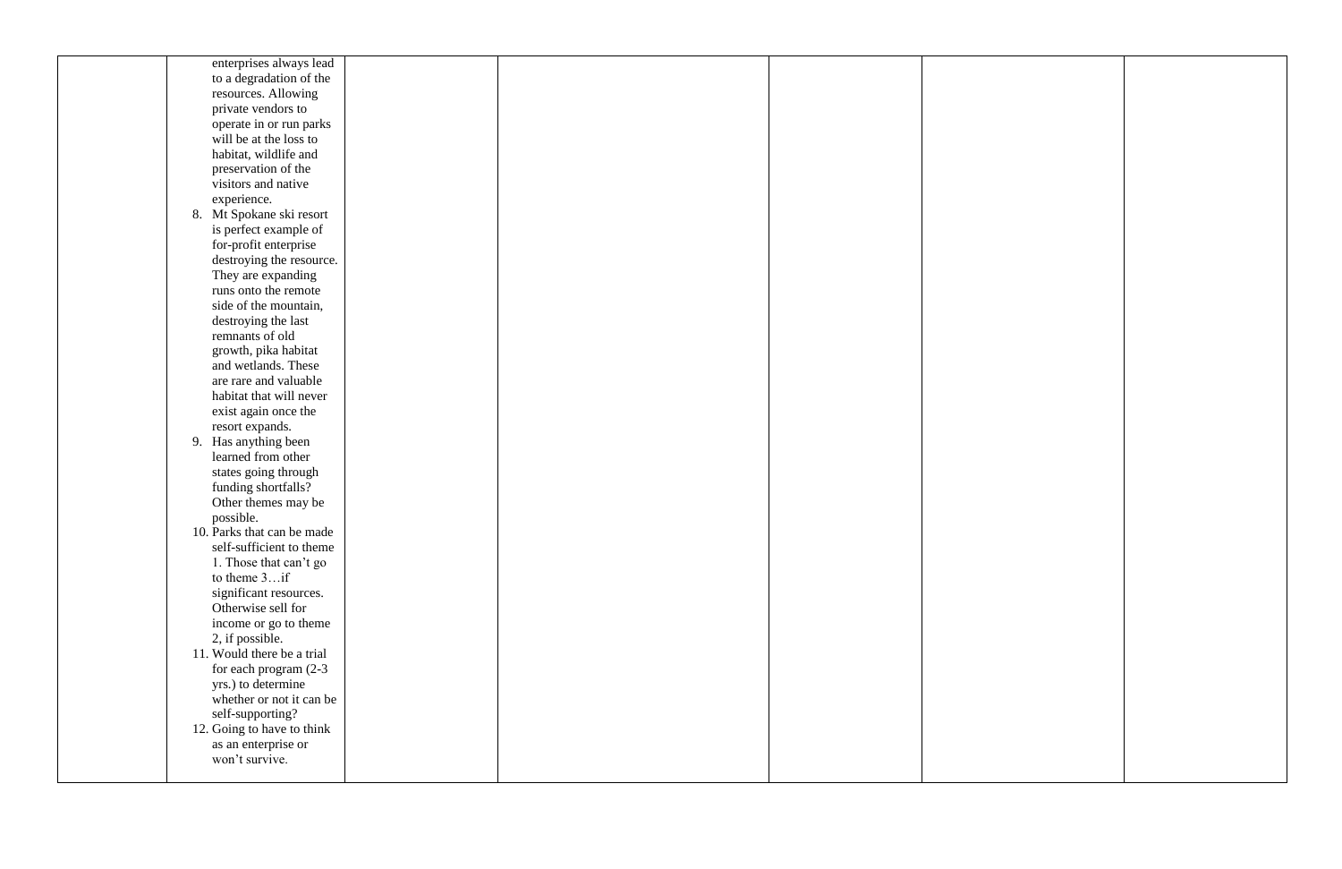| | | | | | | |
|---|---|---|---|---|---|---|
| | enterprises always lead to a degradation of the resources. Allowing private vendors to operate in or run parks will be at the loss to habitat, wildlife and preservation of the visitors and native experience.<br>8. Mt Spokane ski resort is perfect example of for-profit enterprise destroying the resource. They are expanding runs onto the remote side of the mountain, destroying the last remnants of old growth, pika habitat and wetlands. These are rare and valuable habitat that will never exist again once the resort expands.<br>9. Has anything been learned from other states going through funding shortfalls? Other themes may be possible.<br>10. Parks that can be made self-sufficient to theme 1. Those that can't go to theme 3…if significant resources. Otherwise sell for income or go to theme 2, if possible.<br>11. Would there be a trial for each program (2-3 yrs.) to determine whether or not it can be self-supporting?<br>12. Going to have to think as an enterprise or won't survive. | | | | | |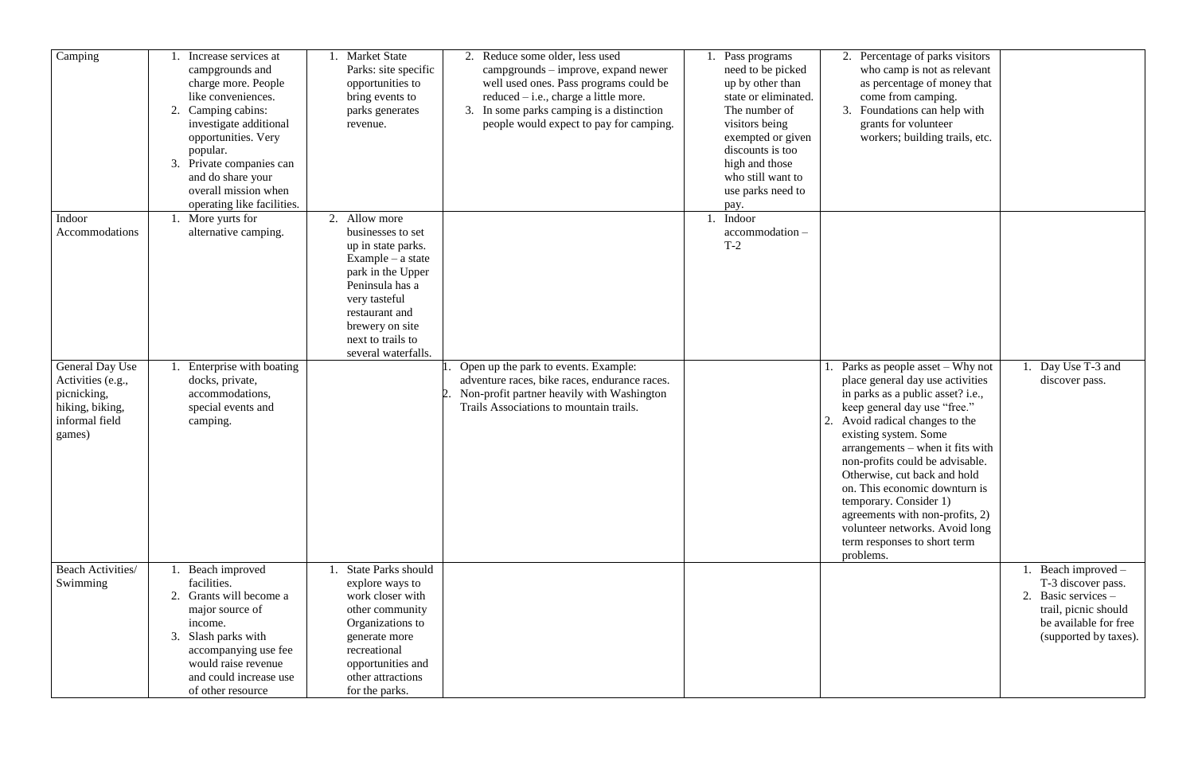| | | | | | | |
|---|---|---|---|---|---|---|
| Camping | 1. Increase services at campgrounds and charge more. People like conveniences.<br>2. Camping cabins: investigate additional opportunities. Very popular.<br>3. Private companies can and do share your overall mission when operating like facilities. | 1. Market State Parks: site specific opportunities to bring events to parks generates revenue. | 2. Reduce some older, less used campgrounds – improve, expand newer well used ones. Pass programs could be reduced – i.e., charge a little more.<br>3. In some parks camping is a distinction people would expect to pay for camping. | 1. Pass programs need to be picked up by other than state or eliminated. The number of visitors being exempted or given discounts is too high and those who still want to use parks need to pay. | 2. Percentage of parks visitors who camp is not as relevant as percentage of money that come from camping.<br>3. Foundations can help with grants for volunteer workers; building trails, etc. | |
| Indoor Accommodations | 1. More yurts for alternative camping. | 2. Allow more businesses to set up in state parks. Example – a state park in the Upper Peninsula has a very tasteful restaurant and brewery on site next to trails to several waterfalls. | | 1. Indoor accommodation – T-2 | | |
| General Day Use Activities (e.g., picnicking, hiking, biking, informal field games) | 1. Enterprise with boating docks, private, accommodations, special events and camping. | | 1. Open up the park to events. Example: adventure races, bike races, endurance races.<br>2. Non-profit partner heavily with Washington Trails Associations to mountain trails. | | 1. Parks as people asset – Why not place general day use activities in parks as a public asset? i.e., keep general day use "free."<br>2. Avoid radical changes to the existing system. Some arrangements – when it fits with non-profits could be advisable. Otherwise, cut back and hold on. This economic downturn is temporary. Consider 1) agreements with non-profits, 2) volunteer networks. Avoid long term responses to short term problems. | 1. Day Use T-3 and discover pass. |
| Beach Activities/ Swimming | 1. Beach improved facilities.<br>2. Grants will become a major source of income.<br>3. Slash parks with accompanying use fee would raise revenue and could increase use of other resource | 1. State Parks should explore ways to work closer with other community Organizations to generate more recreational opportunities and other attractions for the parks. | | | | 1. Beach improved – T-3 discover pass.<br>2. Basic services – trail, picnic should be available for free (supported by taxes). |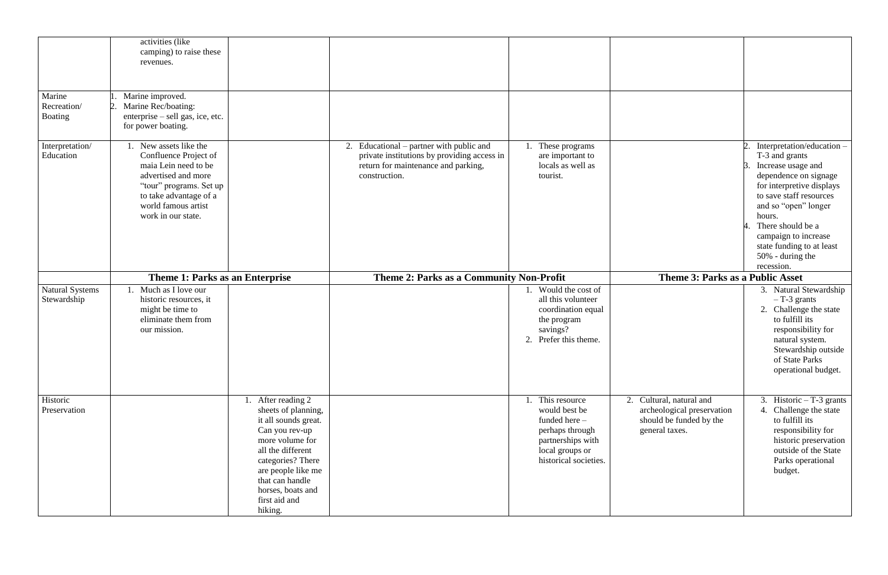| | | | | | | |
|---|---|---|---|---|---|---|
| | activities (like camping) to raise these revenues. | | | | | |
| Marine Recreation/ Boating | 1. Marine improved.<br>2. Marine Rec/boating: enterprise – sell gas, ice, etc. for power boating. | | | | | |
| Interpretation/ Education | 1. New assets like the Confluence Project of maia Lein need to be advertised and more "tour" programs. Set up to take advantage of a world famous artist work in our state. | | 2. Educational – partner with public and private institutions by providing access in return for maintenance and parking, construction. | 1. These programs are important to locals as well as tourist. | | 2. Interpretation/education – T-3 and grants<br>3. Increase usage and dependence on signage for interpretive displays to save staff resources and so "open" longer hours.<br>4. There should be a campaign to increase state funding to at least 50% - during the recession. |
| | **Theme 1: Parks as an Enterprise** | | **Theme 2: Parks as a Community Non-Profit** | | **Theme 3: Parks as a Public Asset** | |
| Natural Systems Stewardship | 1. Much as I love our historic resources, it might be time to eliminate them from our mission. | | | 1. Would the cost of all this volunteer coordination equal the program savings?<br>2. Prefer this theme. | | 3. Natural Stewardship – T-3 grants<br>2. Challenge the state to fulfill its responsibility for natural system. Stewardship outside of State Parks operational budget. |
| Historic Preservation | | 1. After reading 2 sheets of planning, it all sounds great. Can you rev-up more volume for all the different categories? There are people like me that can handle horses, boats and first aid and hiking. | | 1. This resource would best be funded here – perhaps through partnerships with local groups or historical societies. | 2. Cultural, natural and archeological preservation should be funded by the general taxes. | 3. Historic – T-3 grants<br>4. Challenge the state to fulfill its responsibility for historic preservation outside of the State Parks operational budget. |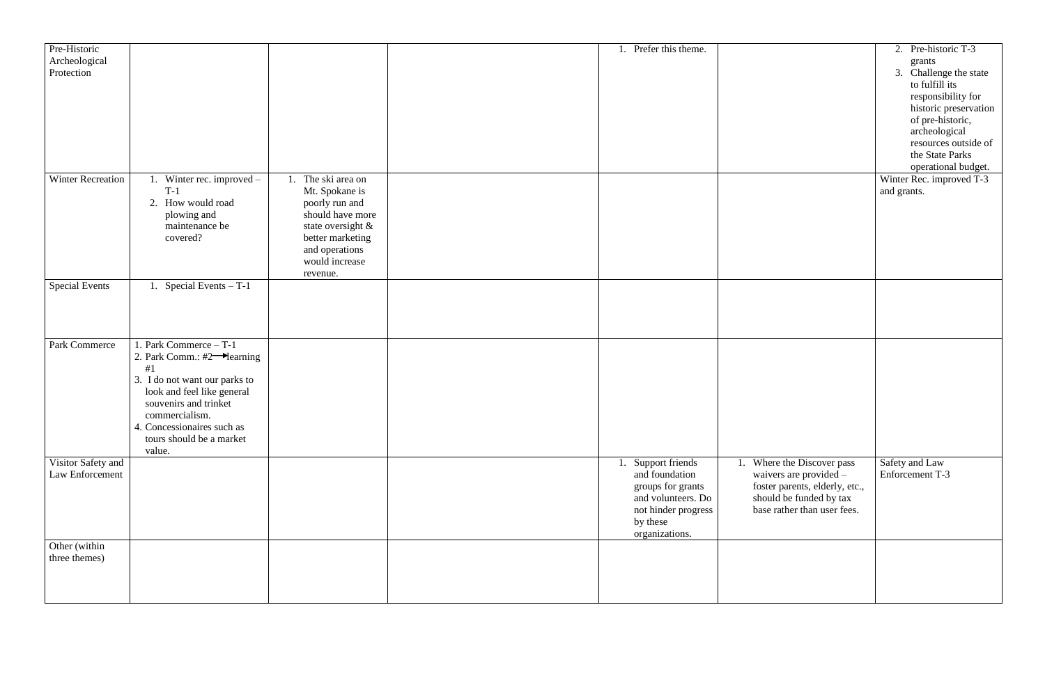| | | | | | | |
|---|---|---|---|---|---|---|
| Pre-Historic Archeological Protection | | | | 1. Prefer this theme. | | 2. Pre-historic T-3 grants<br>3. Challenge the state to fulfill its responsibility for historic preservation of pre-historic, archeological resources outside of the State Parks operational budget. |
| Winter Recreation | 1. Winter rec. improved – T-1<br>2. How would road plowing and maintenance be covered? | 1. The ski area on Mt. Spokane is poorly run and should have more state oversight & better marketing and operations would increase revenue. | | | | Winter Rec. improved T-3 and grants. |
| Special Events | 1. Special Events – T-1 | | | | | |
| Park Commerce | 1. Park Commerce – T-1<br>2. Park Comm.: #2→learning #1<br>3. I do not want our parks to look and feel like general souvenirs and trinket commercialism.<br>4. Concessionaires such as tours should be a market value. | | | | | |
| Visitor Safety and Law Enforcement | | | | 1. Support friends and foundation groups for grants and volunteers. Do not hinder progress by these organizations. | 1. Where the Discover pass waivers are provided – foster parents, elderly, etc., should be funded by tax base rather than user fees. | Safety and Law Enforcement T-3 |
| Other (within three themes) | | | | | | |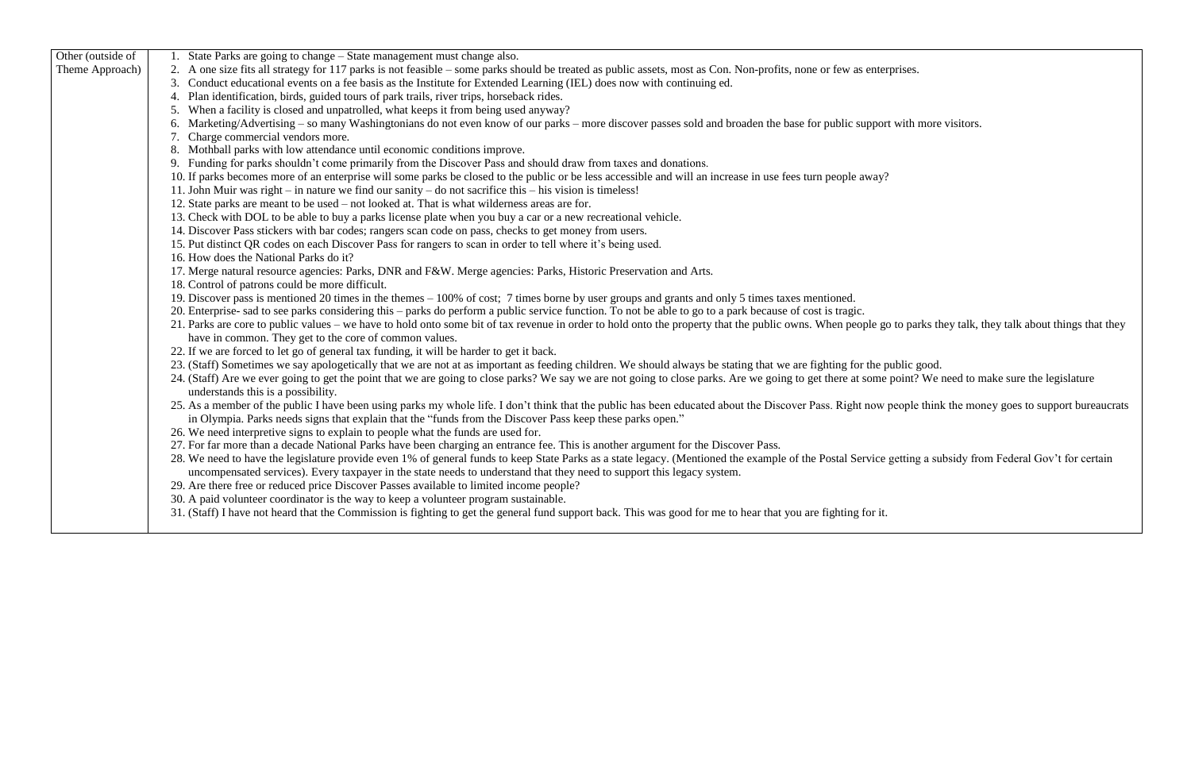| | |
|---|---|
| Other (outside of Theme Approach) | 1. State Parks are going to change – State management must change also.<br>2. A one size fits all strategy for 117 parks is not feasible – some parks should be treated as public assets, most as Con. Non-profits, none or few as enterprises.<br>3. Conduct educational events on a fee basis as the Institute for Extended Learning (IEL) does now with continuing ed.<br>4. Plan identification, birds, guided tours of park trails, river trips, horseback rides.<br>5. When a facility is closed and unpatrolled, what keeps it from being used anyway?<br>6. Marketing/Advertising – so many Washingtonians do not even know of our parks – more discover passes sold and broaden the base for public support with more visitors.<br>7. Charge commercial vendors more.<br>8. Mothball parks with low attendance until economic conditions improve.<br>9. Funding for parks shouldn't come primarily from the Discover Pass and should draw from taxes and donations.<br>10. If parks becomes more of an enterprise will some parks be closed to the public or be less accessible and will an increase in use fees turn people away?<br>11. John Muir was right – in nature we find our sanity – do not sacrifice this – his vision is timeless!<br>12. State parks are meant to be used – not looked at. That is what wilderness areas are for.<br>13. Check with DOL to be able to buy a parks license plate when you buy a car or a new recreational vehicle.<br>14. Discover Pass stickers with bar codes; rangers scan code on pass, checks to get money from users.<br>15. Put distinct QR codes on each Discover Pass for rangers to scan in order to tell where it's being used.<br>16. How does the National Parks do it?<br>17. Merge natural resource agencies: Parks, DNR and F&W. Merge agencies: Parks, Historic Preservation and Arts.<br>18. Control of patrons could be more difficult.<br>19. Discover pass is mentioned 20 times in the themes – 100% of cost; 7 times borne by user groups and grants and only 5 times taxes mentioned.<br>20. Enterprise- sad to see parks considering this – parks do perform a public service function. To not be able to go to a park because of cost is tragic.<br>21. Parks are core to public values – we have to hold onto some bit of tax revenue in order to hold onto the property that the public owns. When people go to parks they talk, they talk about things that they have in common. They get to the core of common values.<br>22. If we are forced to let go of general tax funding, it will be harder to get it back.<br>23. (Staff) Sometimes we say apologetically that we are not at as important as feeding children. We should always be stating that we are fighting for the public good.<br>24. (Staff) Are we ever going to get the point that we are going to close parks? We say we are not going to close parks. Are we going to get there at some point? We need to make sure the legislature understands this is a possibility.<br>25. As a member of the public I have been using parks my whole life. I don't think that the public has been educated about the Discover Pass. Right now people think the money goes to support bureaucrats in Olympia. Parks needs signs that explain that the "funds from the Discover Pass keep these parks open."<br>26. We need interpretive signs to explain to people what the funds are used for.<br>27. For far more than a decade National Parks have been charging an entrance fee. This is another argument for the Discover Pass.<br>28. We need to have the legislature provide even 1% of general funds to keep State Parks as a state legacy. (Mentioned the example of the Postal Service getting a subsidy from Federal Gov't for certain uncompensated services). Every taxpayer in the state needs to understand that they need to support this legacy system.<br>29. Are there free or reduced price Discover Passes available to limited income people?<br>30. A paid volunteer coordinator is the way to keep a volunteer program sustainable.<br>31. (Staff) I have not heard that the Commission is fighting to get the general fund support back. This was good for me to hear that you are fighting for it. |